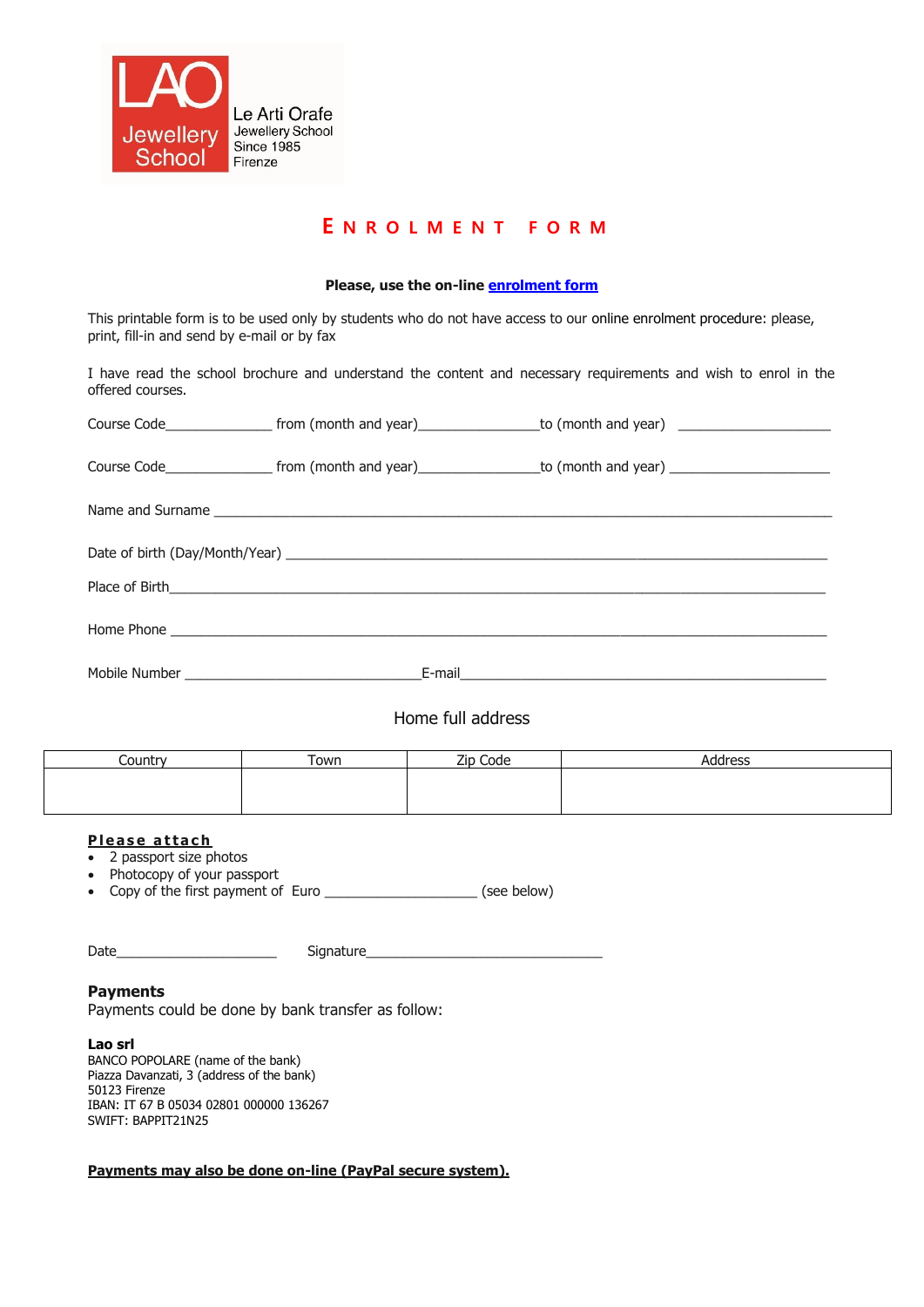LAO Jewellery School

Le Arti Orafe
Jewellery School
Since 1985
Firenze

# ENROLMENT FORM

**Please, use the on-line enrolment form**

This printable form is to be used only by students who do not have access to our online enrolment procedure: please, print, fill-in and send by e-mail or by fax

I have read the school brochure and understand the content and necessary requirements and wish to enrol in the offered courses.

Course Code_______________ from (month and year)_________________to (month and year) _____________________

Course Code_______________ from (month and year)_________________to (month and year) _____________________

Name and Surname ________________________________________________________________________________

Date of birth (Day/Month/Year) ____________________________________________________________________

Place of Birth______________________________________________________________________________________

Home Phone _______________________________________________________________________________________

Mobile Number _________________________________E-mail_______________________________________________

Home full address

| Country | Town | Zip Code | Address |
|---|---|---|---|
| | | | |

**Please attach**

- 2 passport size photos
- Photocopy of your passport
- Copy of the first payment of Euro _____________________ (see below)

Date______________________ Signature_________________________________

**Payments**
Payments could be done by bank transfer as follow:

**Lao srl**
BANCO POPOLARE (name of the bank)
Piazza Davanzati, 3 (address of the bank)
50123 Firenze
IBAN: IT 67 B 05034 02801 000000 136267
SWIFT: BAPPIT21N25

**Payments may also be done on-line (PayPal secure system).**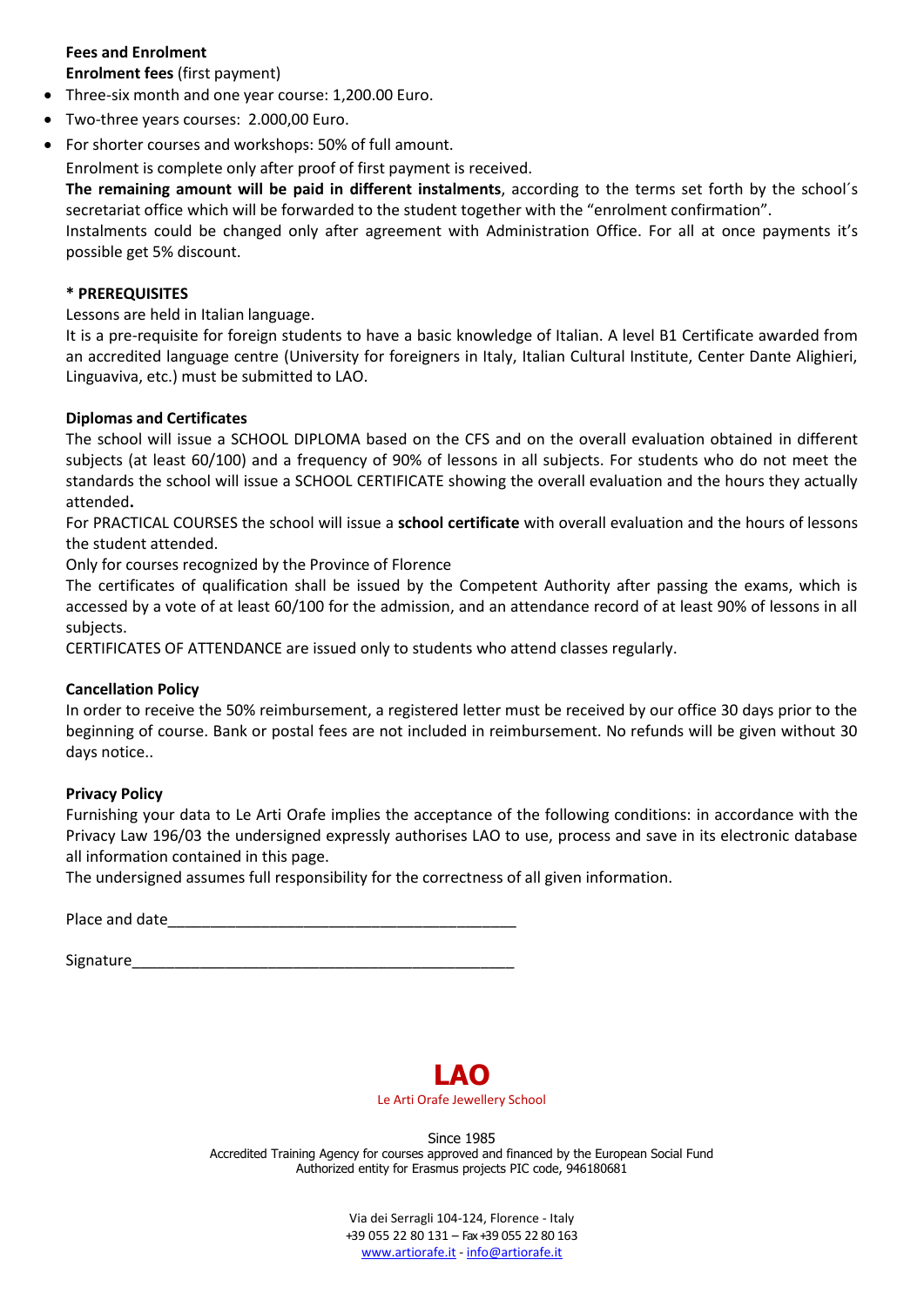**Fees and Enrolment**

**Enrolment fees** (first payment)

- Three-six month and one year course: 1,200.00 Euro.
- Two-three years courses: 2.000,00 Euro.
- For shorter courses and workshops: 50% of full amount.

Enrolment is complete only after proof of first payment is received.

**The remaining amount will be paid in different instalments**, according to the terms set forth by the school´s secretariat office which will be forwarded to the student together with the "enrolment confirmation".

Instalments could be changed only after agreement with Administration Office. For all at once payments it's possible get 5% discount.

**\* PREREQUISITES**

Lessons are held in Italian language.

It is a pre-requisite for foreign students to have a basic knowledge of Italian. A level B1 Certificate awarded from an accredited language centre (University for foreigners in Italy, Italian Cultural Institute, Center Dante Alighieri, Linguaviva, etc.) must be submitted to LAO.

**Diplomas and Certificates**

The school will issue a SCHOOL DIPLOMA based on the CFS and on the overall evaluation obtained in different subjects (at least 60/100) and a frequency of 90% of lessons in all subjects. For students who do not meet the standards the school will issue a SCHOOL CERTIFICATE showing the overall evaluation and the hours they actually attended**.**

For PRACTICAL COURSES the school will issue a **school certificate** with overall evaluation and the hours of lessons the student attended.

Only for courses recognized by the Province of Florence

The certificates of qualification shall be issued by the Competent Authority after passing the exams, which is accessed by a vote of at least 60/100 for the admission, and an attendance record of at least 90% of lessons in all subjects.

CERTIFICATES OF ATTENDANCE are issued only to students who attend classes regularly.

**Cancellation Policy**

In order to receive the 50% reimbursement, a registered letter must be received by our office 30 days prior to the beginning of course. Bank or postal fees are not included in reimbursement. No refunds will be given without 30 days notice..

**Privacy Policy**

Furnishing your data to Le Arti Orafe implies the acceptance of the following conditions: in accordance with the Privacy Law 196/03 the undersigned expressly authorises LAO to use, process and save in its electronic database all information contained in this page.

The undersigned assumes full responsibility for the correctness of all given information.

Place and date__________________________________________

Signature______________________________________________

**LAO**

Le Arti Orafe Jewellery School

Since 1985

Accredited Training Agency for courses approved and financed by the European Social Fund

Authorized entity for Erasmus projects PIC code, 946180681

Via dei Serragli 104-124, Florence - Italy

+39 055 22 80 131 – Fax +39 055 22 80 163

www.artiorafe.it - info@artiorafe.it